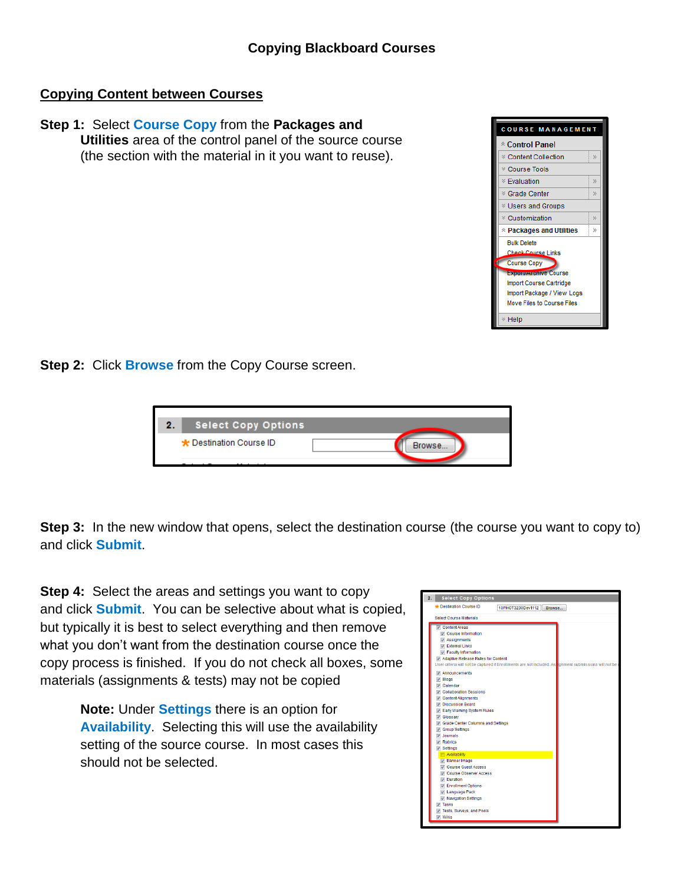# Copying Blackboard Courses

## Copying Content between Courses

**Step 1:** Select **Course Copy** from the **Packages and Utilities** area of the control panel of the source course (the section with the material in it you want to reuse).

**Step 2:** Click **Browse** from the Copy Course screen.

**Step 3:** In the new window that opens, select the destination course (the course you want to copy to) and click **Submit**.

**Step 4:** Select the areas and settings you want to copy and click **Submit**. You can be selective about what is copied, but typically it is best to select everything and then remove what you don't want from the destination course once the copy process is finished. If you do not check all boxes, some materials (assignments & tests) may not be copied

> **Note:** Under **Settings** there is an option for **Availability**. Selecting this will use the availability setting of the source course. In most cases this should not be selected.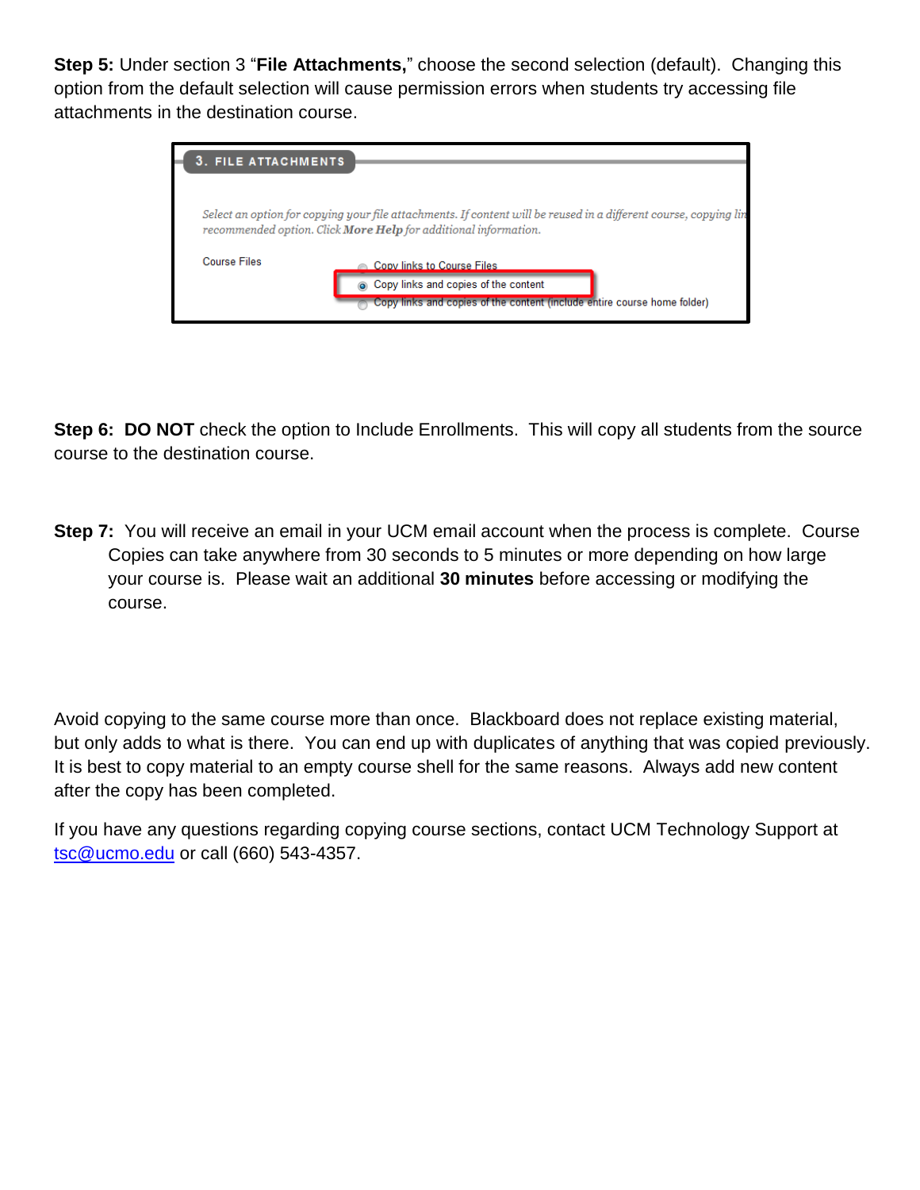**Step 5:** Under section 3 "**File Attachments,**" choose the second selection (default). Changing this option from the default selection will cause permission errors when students try accessing file attachments in the destination course.

**Step 6:** **DO NOT** check the option to Include Enrollments. This will copy all students from the source course to the destination course.

**Step 7:** You will receive an email in your UCM email account when the process is complete. Course Copies can take anywhere from 30 seconds to 5 minutes or more depending on how large your course is. Please wait an additional **30 minutes** before accessing or modifying the course.

Avoid copying to the same course more than once. Blackboard does not replace existing material, but only adds to what is there. You can end up with duplicates of anything that was copied previously. It is best to copy material to an empty course shell for the same reasons. Always add new content after the copy has been completed.

If you have any questions regarding copying course sections, contact UCM Technology Support at tsc@ucmo.edu or call (660) 543-4357.